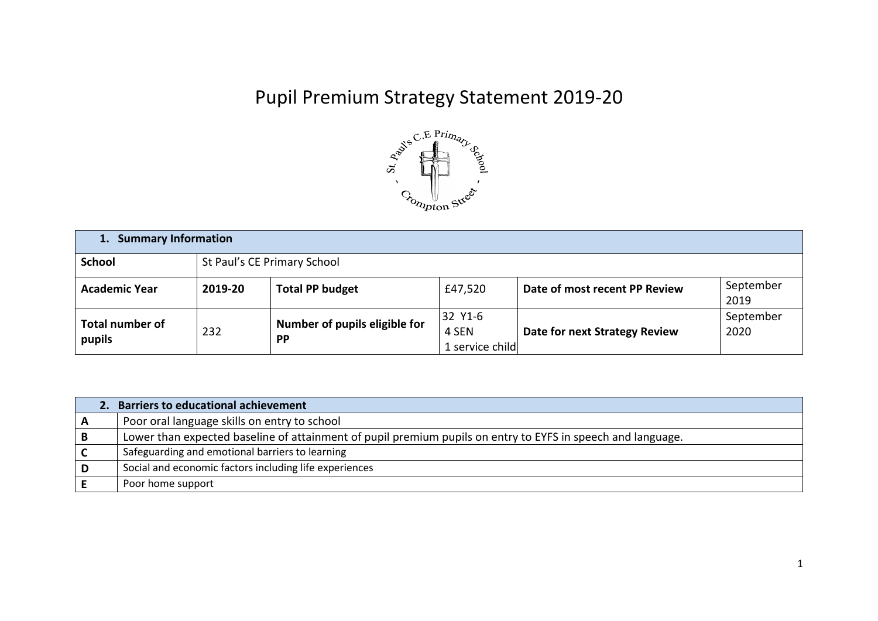# Pupil Premium Strategy Statement 2019-20

| 1. Summary Information | | | | | |
|---|---|---|---|---|---|
| **School** | St Paul's CE Primary School | | | | |
| **Academic Year** | **2019-20** | **Total PP budget** | £47,520 | **Date of most recent PP Review** | September 2019 |
| **Total number of pupils** | 232 | **Number of pupils eligible for PP** | 32 Y1-6<br>4 SEN<br>1 service child | **Date for next Strategy Review** | September 2020 |

| 2. Barriers to educational achievement | |
|---|---|
| **A** | Poor oral language skills on entry to school |
| **B** | Lower than expected baseline of attainment of pupil premium pupils on entry to EYFS in speech and language. |
| **C** | Safeguarding and emotional barriers to learning |
| **D** | Social and economic factors including life experiences |
| **E** | Poor home support |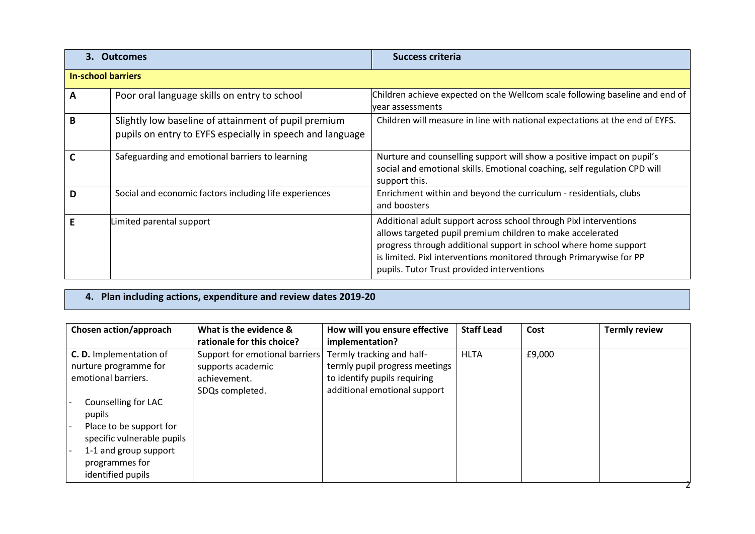| 3. Outcomes | | Success criteria |
|---|---|---|
| **In-school barriers** | | |
| **A** | Poor oral language skills on entry to school | Children achieve expected on the Wellcom scale following baseline and end of year assessments |
| **B** | Slightly low baseline of attainment of pupil premium pupils on entry to EYFS especially in speech and language | Children will measure in line with national expectations at the end of EYFS. |
| **C** | Safeguarding and emotional barriers to learning | Nurture and counselling support will show a positive impact on pupil's social and emotional skills. Emotional coaching, self regulation CPD will support this. |
| **D** | Social and economic factors including life experiences | Enrichment within and beyond the curriculum - residentials, clubs and boosters |
| **E** | Limited parental support | Additional adult support across school through Pixl interventions allows targeted pupil premium children to make accelerated progress through additional support in school where home support is limited. Pixl interventions monitored through Primarywise for PP pupils. Tutor Trust provided interventions |

## 4. Plan including actions, expenditure and review dates 2019-20

| Chosen action/approach | What is the evidence & rationale for this choice? | How will you ensure effective implementation? | Staff Lead | Cost | Termly review |
|---|---|---|---|---|---|
| **C. D.** Implementation of nurture programme for emotional barriers.<br>- Counselling for LAC pupils<br>- Place to be support for specific vulnerable pupils<br>- 1-1 and group support programmes for identified pupils | Support for emotional barriers supports academic achievement.<br>SDQs completed. | Termly tracking and half-termly pupil progress meetings to identify pupils requiring additional emotional support | HLTA | £9,000 | |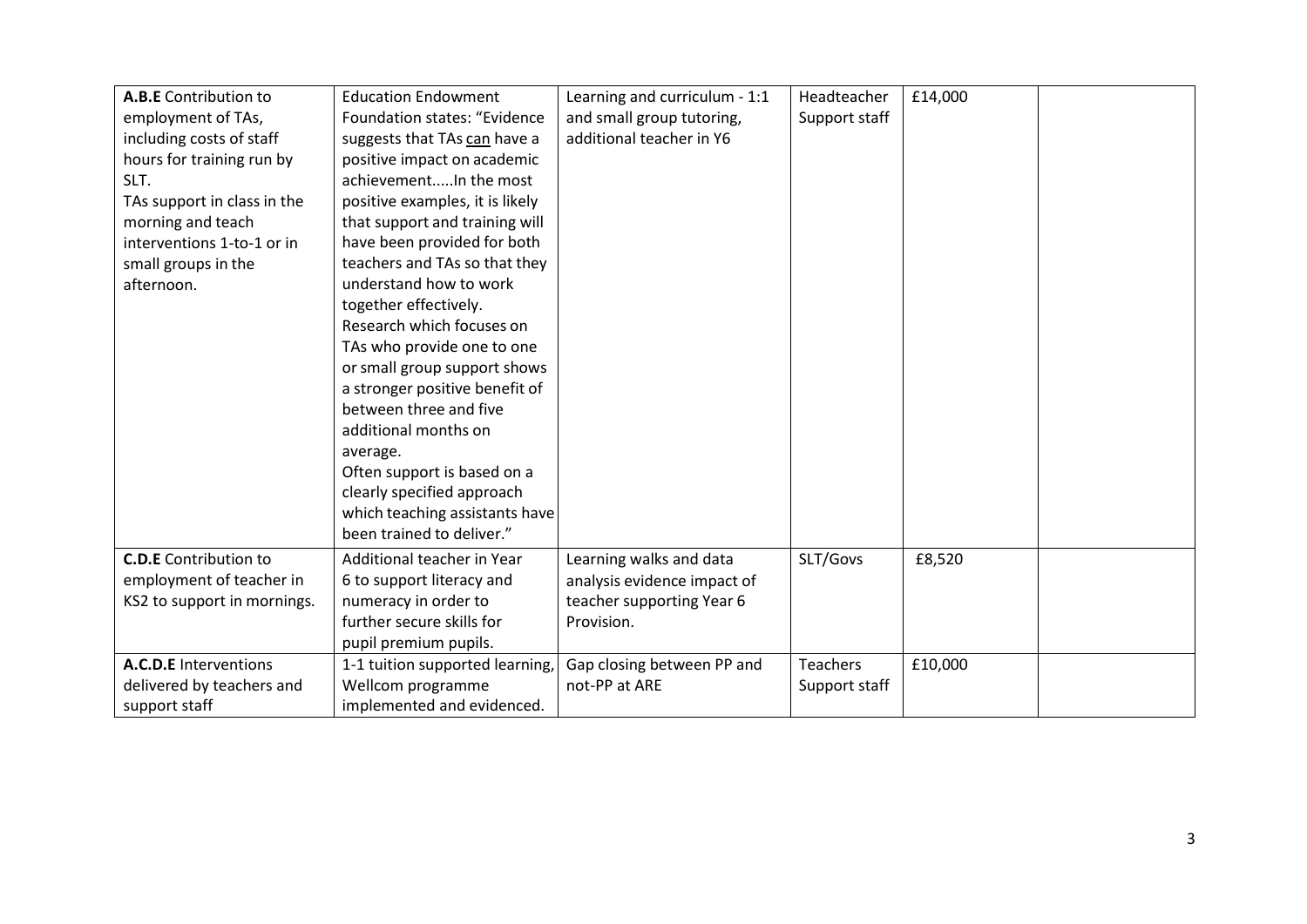| | | | | | |
|---|---|---|---|---|---|
| **A.B.E** Contribution to employment of TAs, including costs of staff hours for training run by SLT.<br>TAs support in class in the morning and teach interventions 1-to-1 or in small groups in the afternoon. | Education Endowment Foundation states: "Evidence suggests that TAs can have a positive impact on academic achievement.....In the most positive examples, it is likely that support and training will have been provided for both teachers and TAs so that they understand how to work together effectively.<br>Research which focuses on TAs who provide one to one or small group support shows a stronger positive benefit of between three and five additional months on average.<br>Often support is based on a clearly specified approach which teaching assistants have been trained to deliver." | Learning and curriculum - 1:1 and small group tutoring, additional teacher in Y6 | Headteacher Support staff | £14,000 | |
| **C.D.E** Contribution to employment of teacher in KS2 to support in mornings. | Additional teacher in Year 6 to support literacy and numeracy in order to further secure skills for pupil premium pupils. | Learning walks and data analysis evidence impact of teacher supporting Year 6 Provision. | SLT/Govs | £8,520 | |
| **A.C.D.E** Interventions delivered by teachers and support staff | 1-1 tuition supported learning, Wellcom programme implemented and evidenced. | Gap closing between PP and not-PP at ARE | Teachers Support staff | £10,000 | |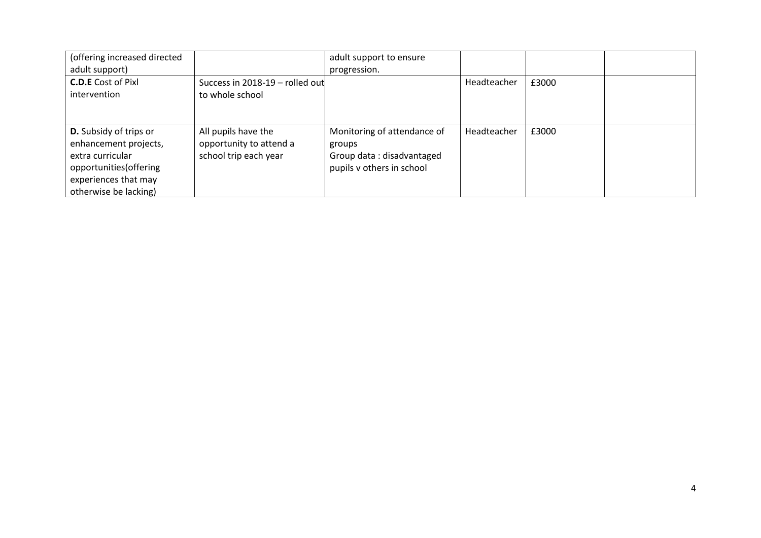| | | | | | |
|---|---|---|---|---|---|
| (offering increased directed adult support) | | adult support to ensure progression. | | | |
| **C.D.E** Cost of Pixl intervention | Success in 2018-19 – rolled out to whole school | | Headteacher | £3000 | |
| **D.** Subsidy of trips or enhancement projects, extra curricular opportunities(offering experiences that may otherwise be lacking) | All pupils have the opportunity to attend a school trip each year | Monitoring of attendance of groups<br>Group data : disadvantaged pupils v others in school | Headteacher | £3000 | |